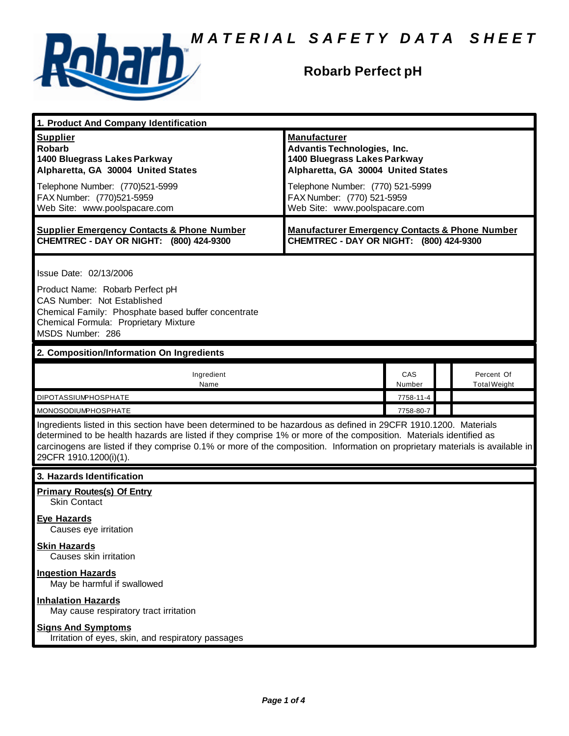# MATERIAL SAFETY DATA SHEET

## Robarb Perfect pH

### 1. Product And Company Identification

**Supplier**
**Robarb**
**1400 Bluegrass Lakes Parkway**
**Alpharetta, GA 30004 United States**

Telephone Number: (770)521-5999
FAX Number: (770)521-5959
Web Site: www.poolspacare.com

**Manufacturer**
**Advantis Technologies, Inc.**
**1400 Bluegrass Lakes Parkway**
**Alpharetta, GA 30004 United States**

Telephone Number: (770) 521-5999
FAX Number: (770) 521-5959
Web Site: www.poolspacare.com

**Supplier Emergency Contacts & Phone Number**
**CHEMTREC - DAY OR NIGHT: (800) 424-9300**

**Manufacturer Emergency Contacts & Phone Number**
**CHEMTREC - DAY OR NIGHT: (800) 424-9300**

Issue Date: 02/13/2006

Product Name: Robarb Perfect pH
CAS Number: Not Established
Chemical Family: Phosphate based buffer concentrate
Chemical Formula: Proprietary Mixture
MSDS Number: 286

### 2. Composition/Information On Ingredients

| Ingredient Name | CAS Number | | Percent Of Total Weight |
|---|---|---|---|
| DIPOTASSIUMPHOSPHATE | 7758-11-4 | | |
| MONOSODIUMPHOSPHATE | 7758-80-7 | | |

Ingredients listed in this section have been determined to be hazardous as defined in 29CFR 1910.1200. Materials determined to be health hazards are listed if they comprise 1% or more of the composition. Materials identified as carcinogens are listed if they comprise 0.1% or more of the composition. Information on proprietary materials is available in 29CFR 1910.1200(i)(1).

### 3. Hazards Identification

**Primary Routes(s) Of Entry**
Skin Contact

**Eye Hazards**
Causes eye irritation

**Skin Hazards**
Causes skin irritation

**Ingestion Hazards**
May be harmful if swallowed

**Inhalation Hazards**
May cause respiratory tract irritation

**Signs And Symptoms**
Irritation of eyes, skin, and respiratory passages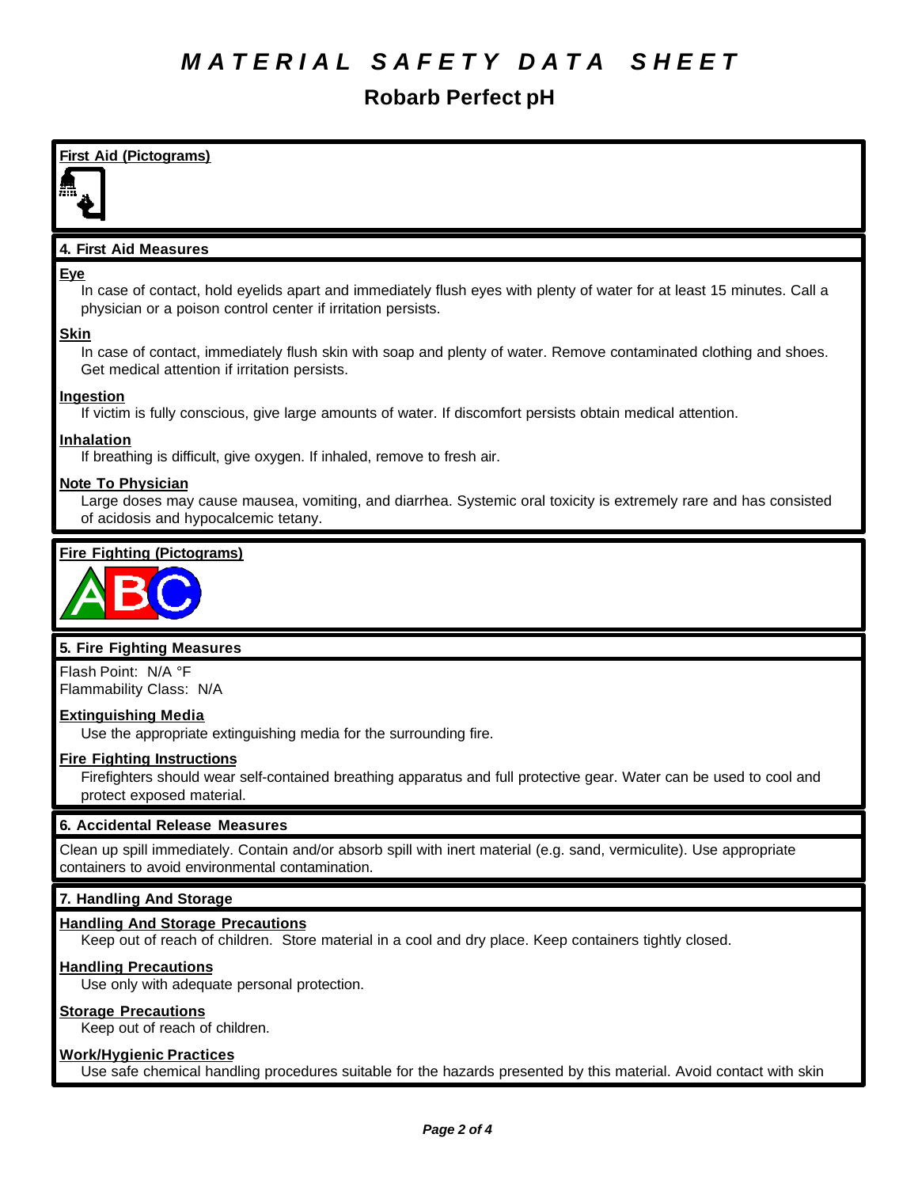# MATERIAL SAFETY DATA SHEET

## Robarb Perfect pH

### First Aid (Pictograms)

### 4. First Aid Measures

**Eye**

In case of contact, hold eyelids apart and immediately flush eyes with plenty of water for at least 15 minutes. Call a physician or a poison control center if irritation persists.

**Skin**

In case of contact, immediately flush skin with soap and plenty of water. Remove contaminated clothing and shoes. Get medical attention if irritation persists.

**Ingestion**

If victim is fully conscious, give large amounts of water. If discomfort persists obtain medical attention.

**Inhalation**

If breathing is difficult, give oxygen. If inhaled, remove to fresh air.

**Note To Physician**

Large doses may cause mausea, vomiting, and diarrhea. Systemic oral toxicity is extremely rare and has consisted of acidosis and hypocalcemic tetany.

### Fire Fighting (Pictograms)

### 5. Fire Fighting Measures

Flash Point: N/A °F
Flammability Class: N/A

**Extinguishing Media**

Use the appropriate extinguishing media for the surrounding fire.

**Fire Fighting Instructions**

Firefighters should wear self-contained breathing apparatus and full protective gear. Water can be used to cool and protect exposed material.

### 6. Accidental Release Measures

Clean up spill immediately. Contain and/or absorb spill with inert material (e.g. sand, vermiculite). Use appropriate containers to avoid environmental contamination.

### 7. Handling And Storage

**Handling And Storage Precautions**

Keep out of reach of children. Store material in a cool and dry place. Keep containers tightly closed.

**Handling Precautions**

Use only with adequate personal protection.

**Storage Precautions**

Keep out of reach of children.

**Work/Hygienic Practices**

Use safe chemical handling procedures suitable for the hazards presented by this material. Avoid contact with skin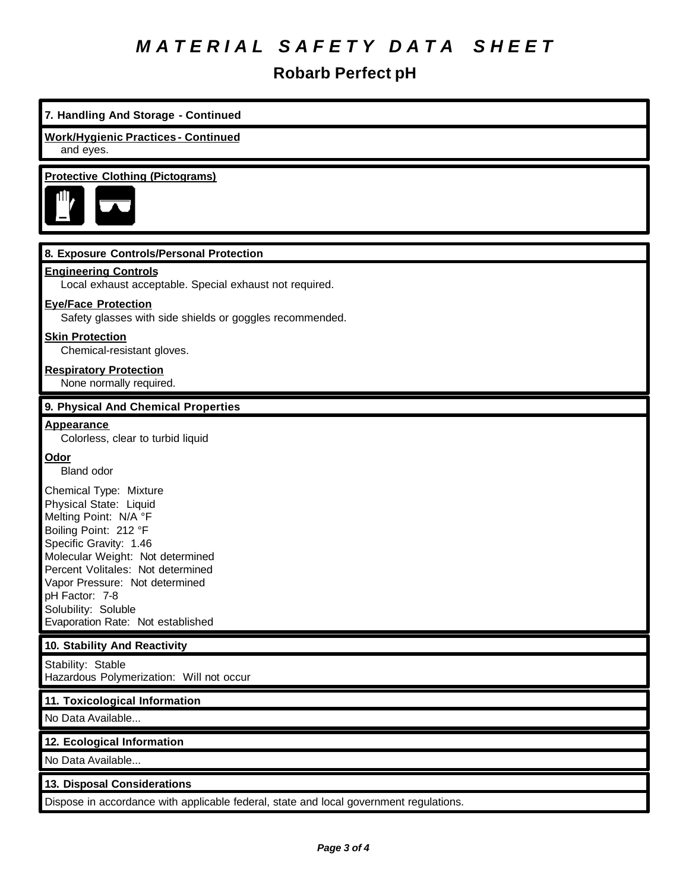# MATERIAL SAFETY DATA SHEET

## Robarb Perfect pH

### 7. Handling And Storage - Continued

**Work/Hygienic Practices - Continued**

and eyes.

**Protective Clothing (Pictograms)**

### 8. Exposure Controls/Personal Protection

**Engineering Controls**

Local exhaust acceptable. Special exhaust not required.

**Eye/Face Protection**

Safety glasses with side shields or goggles recommended.

**Skin Protection**

Chemical-resistant gloves.

**Respiratory Protection**

None normally required.

### 9. Physical And Chemical Properties

**Appearance**

Colorless, clear to turbid liquid

**Odor**

Bland odor

Chemical Type: Mixture
Physical State: Liquid
Melting Point: N/A °F
Boiling Point: 212 °F
Specific Gravity: 1.46
Molecular Weight: Not determined
Percent Volitales: Not determined
Vapor Pressure: Not determined
pH Factor: 7-8
Solubility: Soluble
Evaporation Rate: Not established

### 10. Stability And Reactivity

Stability: Stable
Hazardous Polymerization: Will not occur

### 11. Toxicological Information

No Data Available...

### 12. Ecological Information

No Data Available...

### 13. Disposal Considerations

Dispose in accordance with applicable federal, state and local government regulations.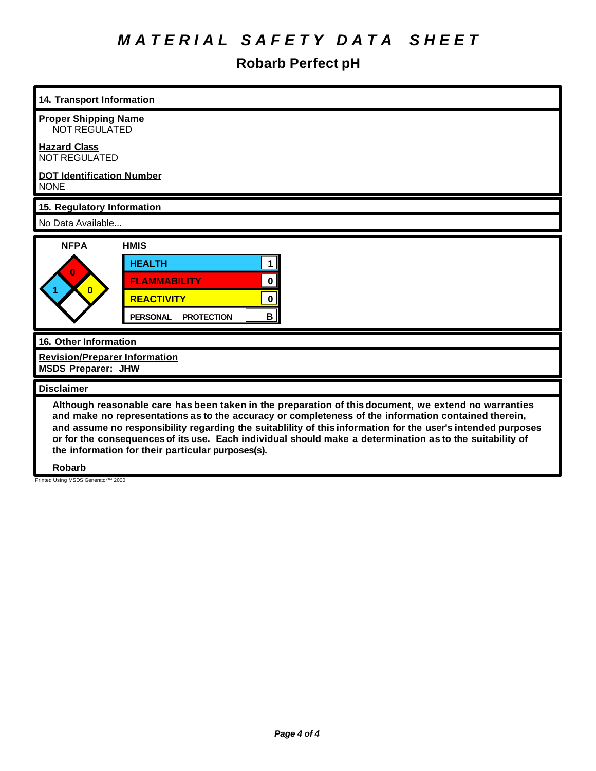# MATERIAL SAFETY DATA SHEET

## Robarb Perfect pH

### 14. Transport Information

**Proper Shipping Name**
NOT REGULATED

**Hazard Class**
NOT REGULATED

**DOT Identification Number**
NONE

### 15. Regulatory Information

No Data Available...

**NFPA**

0

1 0

**HMIS**

| | |
|---|---|
| HEALTH | 1 |
| FLAMMABILITY | 0 |
| REACTIVITY | 0 |
| PERSONAL PROTECTION | B |

### 16. Other Information

**Revision/Preparer Information**

**MSDS Preparer: JHW**

### Disclaimer

**Although reasonable care has been taken in the preparation of this document, we extend no warranties and make no representations as to the accuracy or completeness of the information contained therein, and assume no responsibility regarding the suitablility of this information for the user's intended purposes or for the consequences of its use. Each individual should make a determination as to the suitability of the information for their particular purposes(s).**

**Robarb**

Printed Using MSDS Generator™ 2000